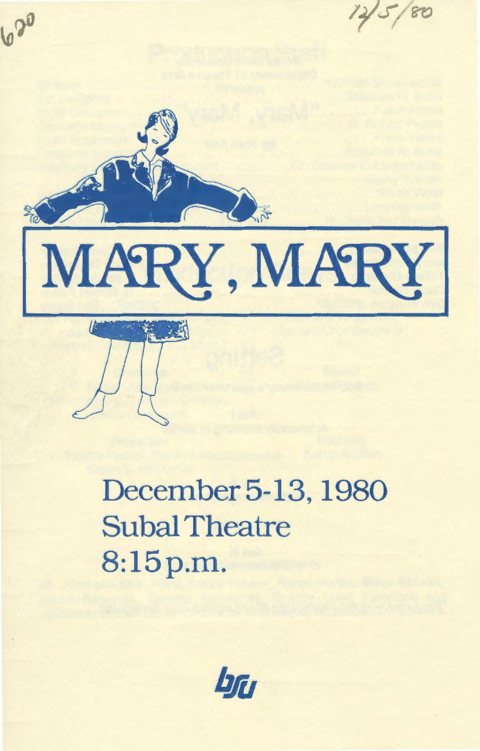620

12/5/80

# MARY, MARY

## December 5-13, 1980
## Subal Theatre
## 8:15 p.m.

byu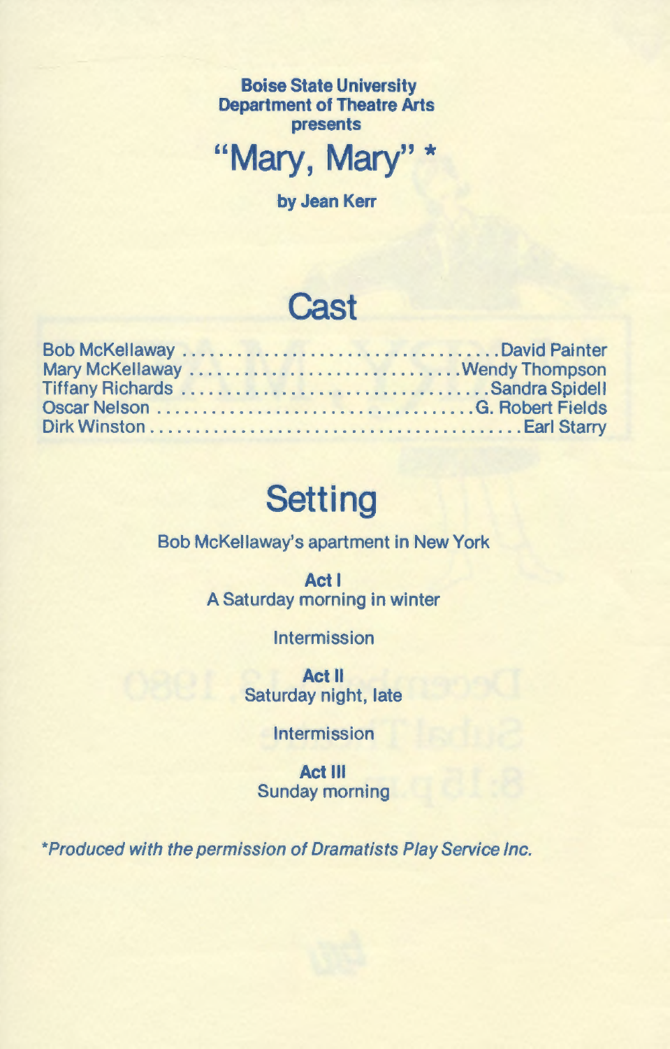**Boise State University**
**Department of Theatre Arts**
**presents**

# "Mary, Mary" *

**by Jean Kerr**

## Cast

| | |
|---|---|
| Bob McKellaway | David Painter |
| Mary McKellaway | Wendy Thompson |
| Tiffany Richards | Sandra Spidell |
| Oscar Nelson | G. Robert Fields |
| Dirk Winston | Earl Starry |

## Setting

Bob McKellaway's apartment in New York

**Act I**
A Saturday morning in winter

Intermission

**Act II**
Saturday night, late

Intermission

**Act III**
Sunday morning

*\*Produced with the permission of Dramatists Play Service Inc.*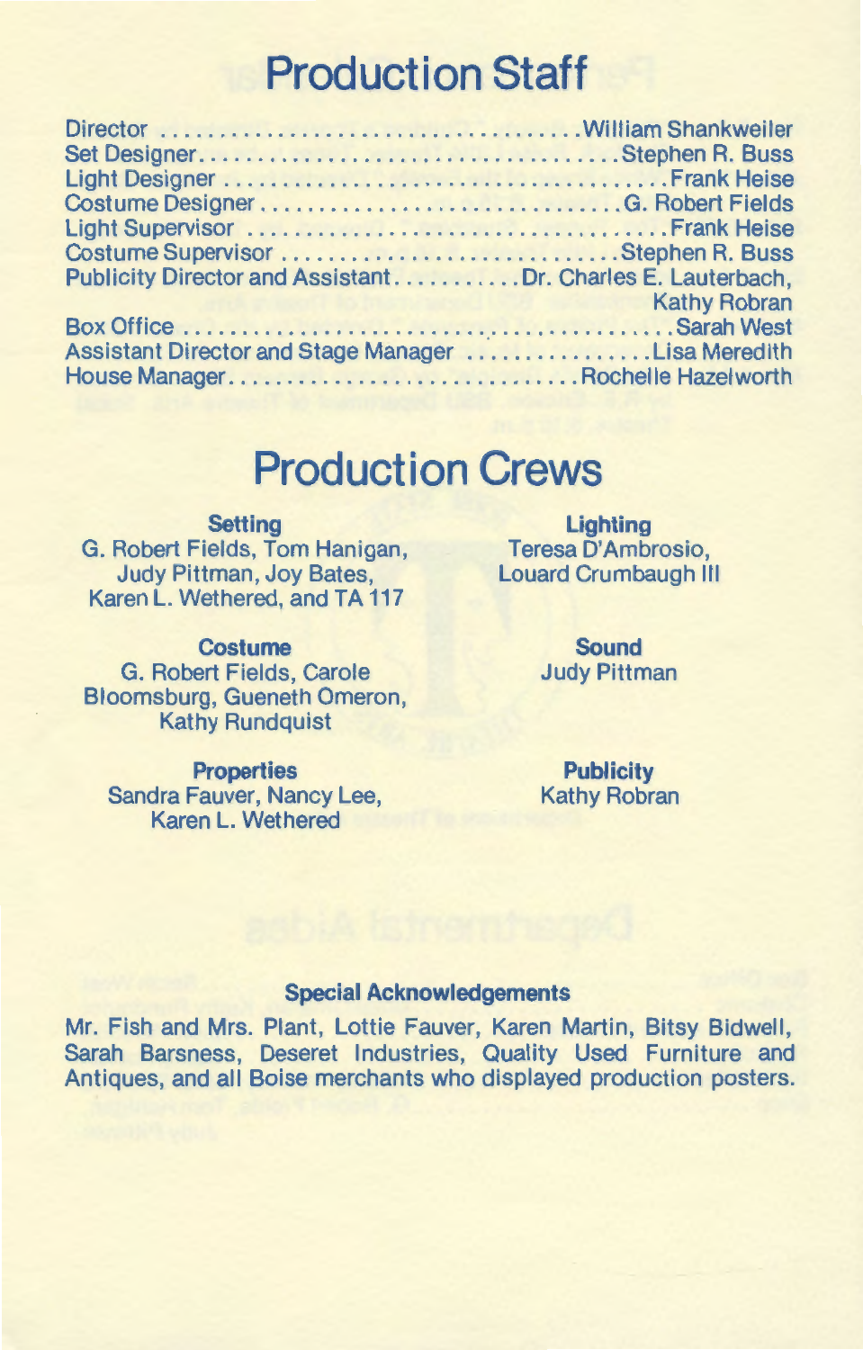# Production Staff

Director ....................................William Shankweiler
Set Designer....................................Stephen R. Buss
Light Designer ....................................Frank Heise
Costume Designer ....................................G. Robert Fields
Light Supervisor ....................................Frank Heise
Costume Supervisor ....................................Stephen R. Buss
Publicity Director and Assistant..........Dr. Charles E. Lauterbach, Kathy Robran
Box Office ....................................Sarah West
Assistant Director and Stage Manager ...............Lisa Meredith
House Manager....................................Rochelle Hazelworth

# Production Crews

**Setting**
G. Robert Fields, Tom Hanigan, Judy Pittman, Joy Bates, Karen L. Wethered, and TA 117

**Lighting**
Teresa D'Ambrosio, Louard Crumbaugh III

**Costume**
G. Robert Fields, Carole Bloomsburg, Gueneth Omeron, Kathy Rundquist

**Sound**
Judy Pittman

**Properties**
Sandra Fauver, Nancy Lee, Karen L. Wethered

**Publicity**
Kathy Robran

**Special Acknowledgements**

Mr. Fish and Mrs. Plant, Lottie Fauver, Karen Martin, Bitsy Bidwell, Sarah Barsness, Deseret Industries, Quality Used Furniture and Antiques, and all Boise merchants who displayed production posters.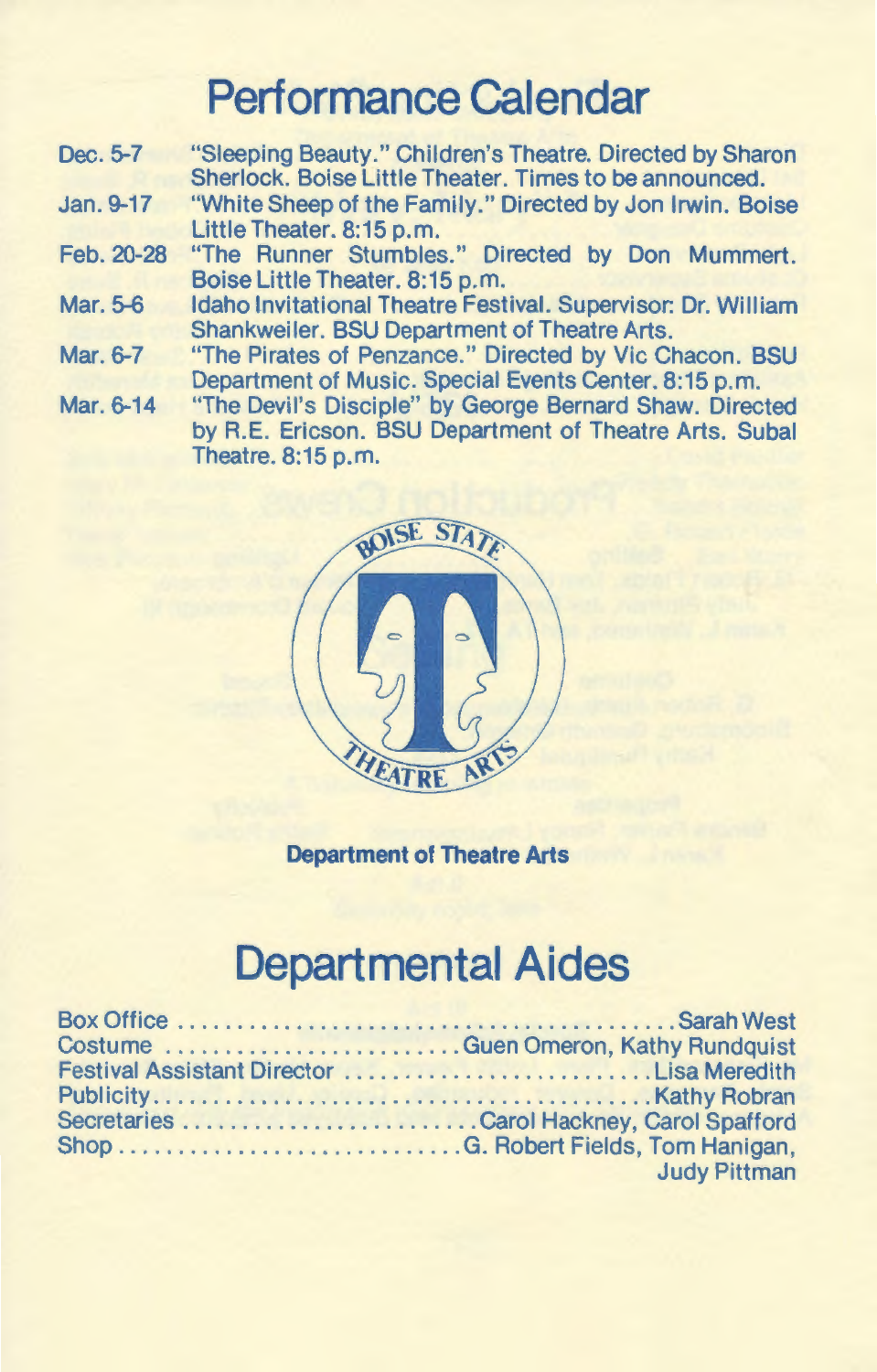# Performance Calendar

Dec. 5-7 "Sleeping Beauty." Children's Theatre. Directed by Sharon Sherlock. Boise Little Theater. Times to be announced.

Jan. 9-17 "White Sheep of the Family." Directed by Jon Irwin. Boise Little Theater. 8:15 p.m.

Feb. 20-28 "The Runner Stumbles." Directed by Don Mummert. Boise Little Theater. 8:15 p.m.

Mar. 5-6 Idaho Invitational Theatre Festival. Supervisor: Dr. William Shankweiler. BSU Department of Theatre Arts.

Mar. 6-7 "The Pirates of Penzance." Directed by Vic Chacon. BSU Department of Music. Special Events Center. 8:15 p.m.

Mar. 6-14 "The Devil's Disciple" by George Bernard Shaw. Directed by R.E. Ericson. BSU Department of Theatre Arts. Subal Theatre. 8:15 p.m.

BOISE STATE THEATRE ARTS

**Department of Theatre Arts**

# Departmental Aides

Box Office .......................................... Sarah West

Costume .......................... Guen Omeron, Kathy Rundquist

Festival Assistant Director .......................... Lisa Meredith

Publicity.......................................... Kathy Robran

Secretaries .......................... Carol Hackney, Carol Spafford

Shop .......................... G. Robert Fields, Tom Hanigan, Judy Pittman